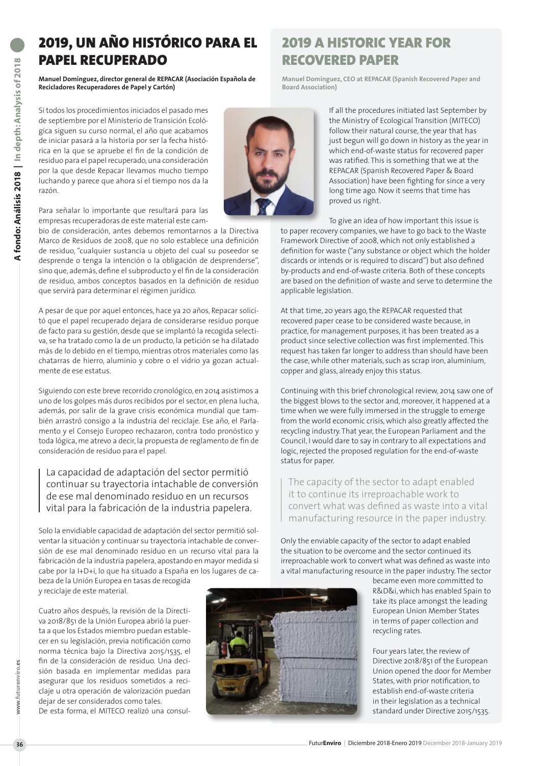# 2019, UN AÑO HISTÓRICO PARA EL PAPEL RECUPERADO

**Manuel Domínguez, director general de REPACAR (Asociación Española de Recicladores Recuperadores de Papel y Cartón)**

Si todos los procedimientos iniciados el pasado mes de septiembre por el Ministerio de Transición Ecológica siguen su curso normal, el año que acabamos de iniciar pasará a la historia por ser la fecha histórica en la que se apruebe el fin de la condición de residuo para el papel recuperado, una consideración por la que desde Repacar llevamos mucho tiempo luchando y parece que ahora sí el tiempo nos da la razón.

Para señalar lo importante que resultará para las empresas recuperadoras de este material este cambio de consideración, antes debemos remontarnos a la Directiva Marco de Residuos de 2008, que no solo establece una definición de residuo, "cualquier sustancia u objeto del cual su poseedor se desprende o tenga la intención o la obligación de desprenderse", sino que, además, define el subproducto y el fin de la consideración de residuo, ambos conceptos basados en la definición de residuo que servirá para determinar el régimen jurídico.

A pesar de que por aquel entonces, hace ya 20 años, Repacar solicitó que el papel recuperado dejara de considerarse residuo porque de facto para su gestión, desde que se implantó la recogida selectiva, se ha tratado como la de un producto, la petición se ha dilatado más de lo debido en el tiempo, mientras otros materiales como las chatarras de hierro, aluminio y cobre o el vidrio ya gozan actualmente de ese estatus.

Siguiendo con este breve recorrido cronológico, en 2014 asistimos a uno de los golpes más duros recibidos por el sector, en plena lucha, además, por salir de la grave crisis económica mundial que también arrastró consigo a la industria del reciclaje. Ese año, el Parlamento y el Consejo Europeo rechazaron, contra todo pronóstico y toda lógica, me atrevo a decir, la propuesta de reglamento de fin de consideración de residuo para el papel.

> La capacidad de adaptación del sector permitió continuar su trayectoria intachable de conversión de ese mal denominado residuo en un recursos vital para la fabricación de la industria papelera.

Solo la envidiable capacidad de adaptación del sector permitió solventar la situación y continuar su trayectoria intachable de conversión de ese mal denominado residuo en un recurso vital para la fabricación de la industria papelera, apostando en mayor medida si cabe por la I+D+i, lo que ha situado a España en los lugares de cabeza de la Unión Europea en tasas de recogida y reciclaje de este material.

Cuatro años después, la revisión de la Directiva 2018/851 de la Unión Europea abrió la puerta a que los Estados miembro puedan establecer en su legislación, previa notificación como norma técnica bajo la Directiva 2015/1535, el fin de la consideración de residuo. Una decisión basada en implementar medidas para asegurar que los residuos sometidos a reciclaje u otra operación de valorización puedan dejar de ser considerados como tales.
De esta forma, el MITECO realizó una consul-

# 2019 A HISTORIC YEAR FOR RECOVERED PAPER

**Manuel Domínguez, CEO at REPACAR (Spanish Recovered Paper and Board Association)**

If all the procedures initiated last September by the Ministry of Ecological Transition (MITECO) follow their natural course, the year that has just begun will go down in history as the year in which end-of-waste status for recovered paper was ratified. This is something that we at the REPACAR (Spanish Recovered Paper & Board Association) have been fighting for since a very long time ago. Now it seems that time has proved us right.

To give an idea of how important this issue is to paper recovery companies, we have to go back to the Waste Framework Directive of 2008, which not only established a definition for waste ("any substance or object which the holder discards or intends or is required to discard") but also defined by-products and end-of-waste criteria. Both of these concepts are based on the definition of waste and serve to determine the applicable legislation.

At that time, 20 years ago, the REPACAR requested that recovered paper cease to be considered waste because, in practice, for management purposes, it has been treated as a product since selective collection was first implemented. This request has taken far longer to address than should have been the case, while other materials, such as scrap iron, aluminium, copper and glass, already enjoy this status.

Continuing with this brief chronological review, 2014 saw one of the biggest blows to the sector and, moreover, it happened at a time when we were fully immersed in the struggle to emerge from the world economic crisis, which also greatly affected the recycling industry. That year, the European Parliament and the Council, I would dare to say in contrary to all expectations and logic, rejected the proposed regulation for the end-of-waste status for paper.

> The capacity of the sector to adapt enabled it to continue its irreproachable work to convert what was defined as waste into a vital manufacturing resource in the paper industry.

Only the enviable capacity of the sector to adapt enabled the situation to be overcome and the sector continued its irreproachable work to convert what was defined as waste into a vital manufacturing resource in the paper industry. The sector became even more committed to R&D&i, which has enabled Spain to take its place amongst the leading European Union Member States in terms of paper collection and recycling rates.

Four years later, the review of Directive 2018/851 of the European Union opened the door for Member States, with prior notification, to establish end-of-waste criteria in their legislation as a technical standard under Directive 2015/1535.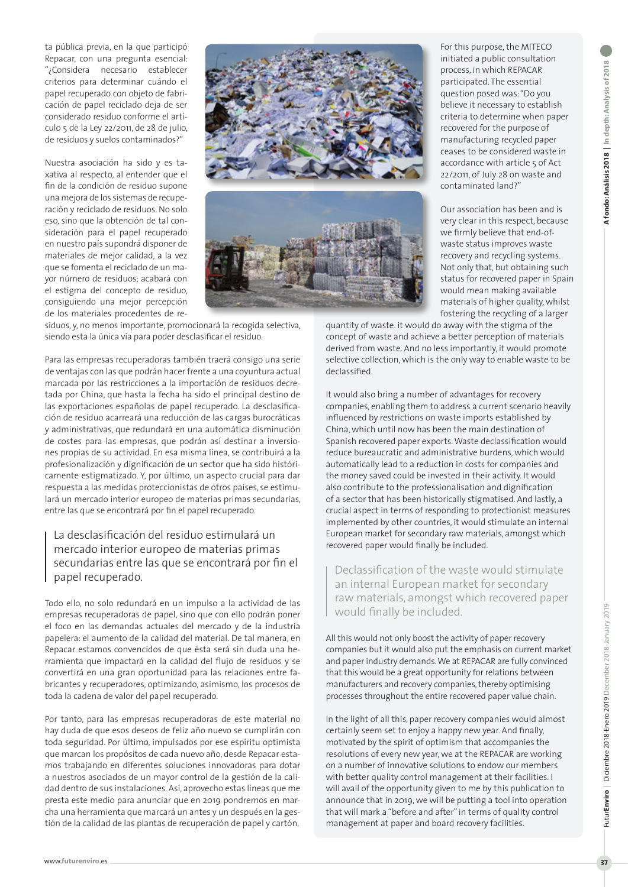ta pública previa, en la que participó Repacar, con una pregunta esencial: "¿Considera necesario establecer criterios para determinar cuándo el papel recuperado con objeto de fabricación de papel reciclado deja de ser considerado residuo conforme el artículo 5 de la Ley 22/2011, de 28 de julio, de residuos y suelos contaminados?"

Nuestra asociación ha sido y es taxativa al respecto, al entender que el fin de la condición de residuo supone una mejora de los sistemas de recuperación y reciclado de residuos. No solo eso, sino que la obtención de tal consideración para el papel recuperado en nuestro país supondrá disponer de materiales de mejor calidad, a la vez que se fomenta el reciclado de un mayor número de residuos; acabará con el estigma del concepto de residuo, consiguiendo una mejor percepción de los materiales procedentes de residuos, y, no menos importante, promocionará la recogida selectiva, siendo esta la única vía para poder desclasificar el residuo.

Para las empresas recuperadoras también traerá consigo una serie de ventajas con las que podrán hacer frente a una coyuntura actual marcada por las restricciones a la importación de residuos decretada por China, que hasta la fecha ha sido el principal destino de las exportaciones españolas de papel recuperado. La desclasificación de residuo acarreará una reducción de las cargas burocráticas y administrativas, que redundará en una automática disminución de costes para las empresas, que podrán así destinar a inversiones propias de su actividad. En esa misma línea, se contribuirá a la profesionalización y dignificación de un sector que ha sido históricamente estigmatizado. Y, por último, un aspecto crucial para dar respuesta a las medidas proteccionistas de otros países, se estimulará un mercado interior europeo de materias primas secundarias, entre las que se encontrará por fin el papel recuperado.

> La desclasificación del residuo estimulará un mercado interior europeo de materias primas secundarias entre las que se encontrará por fin el papel recuperado.

Todo ello, no solo redundará en un impulso a la actividad de las empresas recuperadoras de papel, sino que con ello podrán poner el foco en las demandas actuales del mercado y de la industria papelera: el aumento de la calidad del material. De tal manera, en Repacar estamos convencidos de que ésta será sin duda una herramienta que impactará en la calidad del flujo de residuos y se convertirá en una gran oportunidad para las relaciones entre fabricantes y recuperadores, optimizando, asimismo, los procesos de toda la cadena de valor del papel recuperado.

Por tanto, para las empresas recuperadoras de este material no hay duda de que esos deseos de feliz año nuevo se cumplirán con toda seguridad. Por último, impulsados por ese espíritu optimista que marcan los propósitos de cada nuevo año, desde Repacar estamos trabajando en diferentes soluciones innovadoras para dotar a nuestros asociados de un mayor control de la gestión de la calidad dentro de sus instalaciones. Así, aprovecho estas líneas que me presta este medio para anunciar que en 2019 pondremos en marcha una herramienta que marcará un antes y un después en la gestión de la calidad de las plantas de recuperación de papel y cartón.

For this purpose, the MITECO initiated a public consultation process, in which REPACAR participated. The essential question posed was: "Do you believe it necessary to establish criteria to determine when paper recovered for the purpose of manufacturing recycled paper ceases to be considered waste in accordance with article 5 of Act 22/2011, of July 28 on waste and contaminated land?"

Our association has been and is very clear in this respect, because we firmly believe that end-of-waste status improves waste recovery and recycling systems. Not only that, but obtaining such status for recovered paper in Spain would mean making available materials of higher quality, whilst fostering the recycling of a larger quantity of waste. it would do away with the stigma of the concept of waste and achieve a better perception of materials derived from waste. And no less importantly, it would promote selective collection, which is the only way to enable waste to be declassified.

It would also bring a number of advantages for recovery companies, enabling them to address a current scenario heavily influenced by restrictions on waste imports established by China, which until now has been the main destination of Spanish recovered paper exports. Waste declassification would reduce bureaucratic and administrative burdens, which would automatically lead to a reduction in costs for companies and the money saved could be invested in their activity. It would also contribute to the professionalisation and dignification of a sector that has been historically stigmatised. And lastly, a crucial aspect in terms of responding to protectionist measures implemented by other countries, it would stimulate an internal European market for secondary raw materials, amongst which recovered paper would finally be included.

> Declassification of the waste would stimulate an internal European market for secondary raw materials, amongst which recovered paper would finally be included.

All this would not only boost the activity of paper recovery companies but it would also put the emphasis on current market and paper industry demands. We at REPACAR are fully convinced that this would be a great opportunity for relations between manufacturers and recovery companies, thereby optimising processes throughout the entire recovered paper value chain.

In the light of all this, paper recovery companies would almost certainly seem set to enjoy a happy new year. And finally, motivated by the spirit of optimism that accompanies the resolutions of every new year, we at the REPACAR are working on a number of innovative solutions to endow our members with better quality control management at their facilities. I will avail of the opportunity given to me by this publication to announce that in 2019, we will be putting a tool into operation that will mark a "before and after" in terms of quality control management at paper and board recovery facilities.